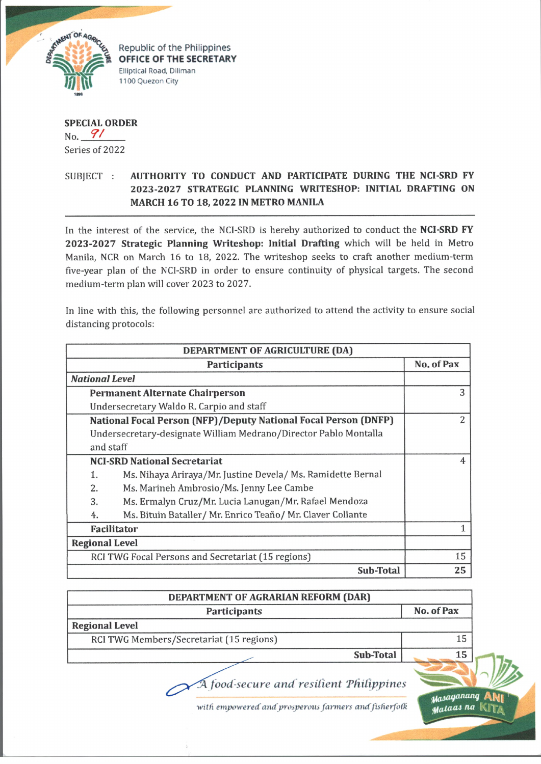Republic of the Philippines
**OFFICE OF THE SECRETARY**
Elliptical Road, Diliman
1100 Quezon City

**SPECIAL ORDER**
No. 91
Series of 2022

SUBJECT : **AUTHORITY TO CONDUCT AND PARTICIPATE DURING THE NCI-SRD FY 2023-2027 STRATEGIC PLANNING WRITESHOP: INITIAL DRAFTING ON MARCH 16 TO 18, 2022 IN METRO MANILA**

In the interest of the service, the NCI-SRD is hereby authorized to conduct the **NCI-SRD FY 2023-2027 Strategic Planning Writeshop: Initial Drafting** which will be held in Metro Manila, NCR on March 16 to 18, 2022. The writeshop seeks to craft another medium-term five-year plan of the NCI-SRD in order to ensure continuity of physical targets. The second medium-term plan will cover 2023 to 2027.

In line with this, the following personnel are authorized to attend the activity to ensure social distancing protocols:

| **DEPARTMENT OF AGRICULTURE (DA)** | |
|---|---|
| **Participants** | **No. of Pax** |
| ***National Level*** | |
| **Permanent Alternate Chairperson**<br>Undersecretary Waldo R. Carpio and staff | 3 |
| **National Focal Person (NFP)/Deputy National Focal Person (DNFP)**<br>Undersecretary-designate William Medrano/Director Pablo Montalla and staff | 2 |
| **NCI-SRD National Secretariat**<br>1. Ms. Nihaya Ariraya/Mr. Justine Devela/ Ms. Ramidette Bernal<br>2. Ms. Marineh Ambrosio/Ms. Jenny Lee Cambe<br>3. Ms. Ermalyn Cruz/Mr. Lucia Lanugan/Mr. Rafael Mendoza<br>4. Ms. Bituin Bataller/ Mr. Enrico Teaño/ Mr. Claver Collante | 4 |
| **Facilitator** | 1 |
| **Regional Level** | |
| RCI TWG Focal Persons and Secretariat (15 regions) | 15 |
| **Sub-Total** | **25** |

| **DEPARTMENT OF AGRARIAN REFORM (DAR)** | |
|---|---|
| **Participants** | **No. of Pax** |
| **Regional Level** | |
| RCI TWG Members/Secretariat (15 regions) | 15 |
| **Sub-Total** | **15** |

*A food-secure and resilient Philippines*
*with empowered and prosperous farmers and fisherfolk*

Masaganang ANI Mataas na KITA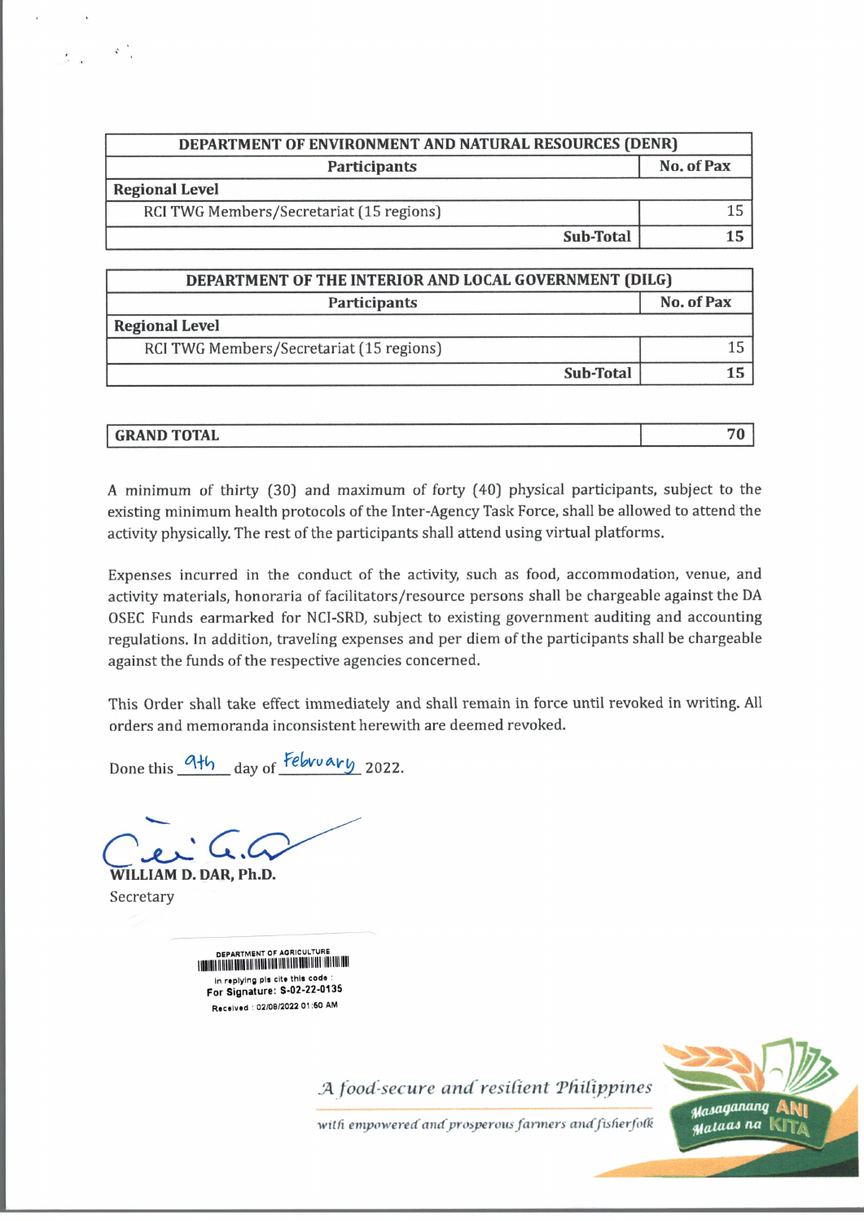| DEPARTMENT OF ENVIRONMENT AND NATURAL RESOURCES (DENR) | |
|---|---|
| **Participants** | **No. of Pax** |
| **Regional Level** | |
| RCI TWG Members/Secretariat (15 regions) | 15 |
| **Sub-Total** | **15** |

| DEPARTMENT OF THE INTERIOR AND LOCAL GOVERNMENT (DILG) | |
|---|---|
| **Participants** | **No. of Pax** |
| **Regional Level** | |
| RCI TWG Members/Secretariat (15 regions) | 15 |
| **Sub-Total** | **15** |

| | |
|---|---|
| **GRAND TOTAL** | **70** |

A minimum of thirty (30) and maximum of forty (40) physical participants, subject to the existing minimum health protocols of the Inter-Agency Task Force, shall be allowed to attend the activity physically. The rest of the participants shall attend using virtual platforms.

Expenses incurred in the conduct of the activity, such as food, accommodation, venue, and activity materials, honoraria of facilitators/resource persons shall be chargeable against the DA OSEC Funds earmarked for NCI-SRD, subject to existing government auditing and accounting regulations. In addition, traveling expenses and per diem of the participants shall be chargeable against the funds of the respective agencies concerned.

This Order shall take effect immediately and shall remain in force until revoked in writing. All orders and memoranda inconsistent herewith are deemed revoked.

Done this 9th day of February 2022.

**WILLIAM D. DAR, Ph.D.**
Secretary

DEPARTMENT OF AGRICULTURE
In replying pls cite this code :
For Signature: S-02-22-0135
Received : 02/08/2022 01:50 AM

*A food-secure and resilient Philippines*
*with empowered and prosperous farmers and fisherfolk*

Masaganang ANI Mataas na KITA